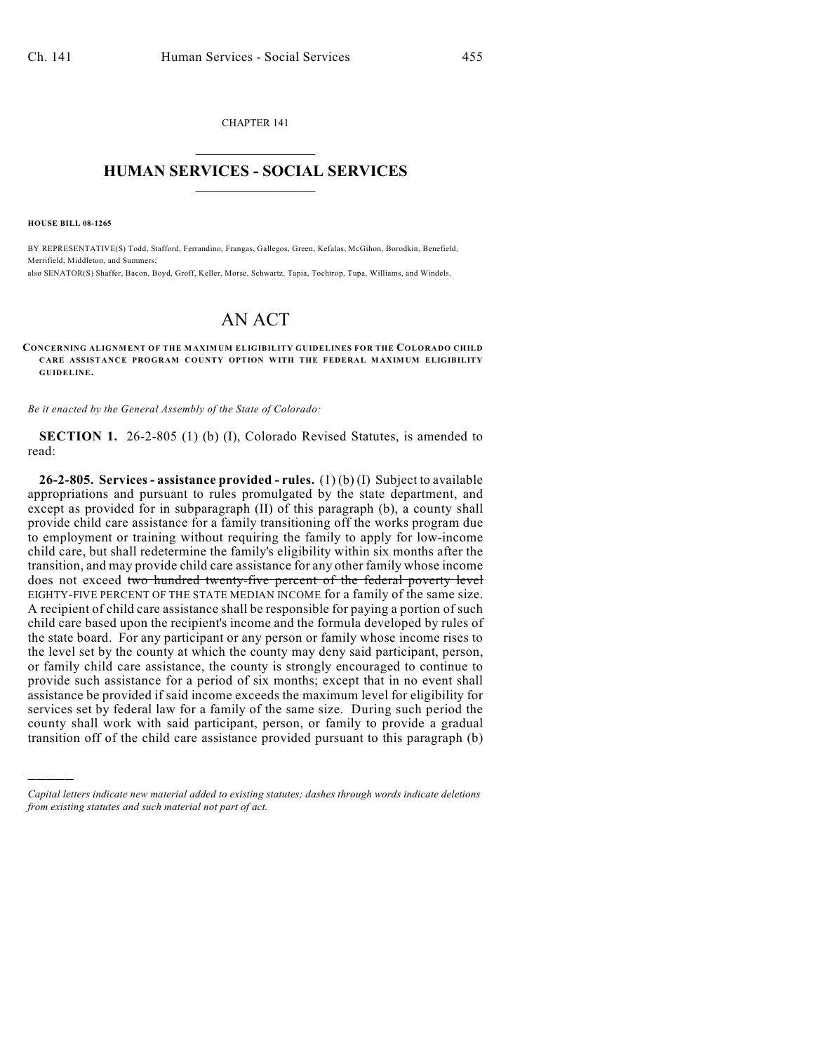CHAPTER 141

# HUMAN SERVICES - SOCIAL SERVICES

**HOUSE BILL 08-1265**

BY REPRESENTATIVE(S) Todd, Stafford, Ferrandino, Frangas, Gallegos, Green, Kefalas, McGihon, Borodkin, Benefield, Merrifield, Middleton, and Summers;
also SENATOR(S) Shaffer, Bacon, Boyd, Groff, Keller, Morse, Schwartz, Tapia, Tochtrop, Tupa, Williams, and Windels.

# AN ACT

**CONCERNING ALIGNMENT OF THE MAXIMUM ELIGIBILITY GUIDELINES FOR THE COLORADO CHILD CARE ASSISTANCE PROGRAM COUNTY OPTION WITH THE FEDERAL MAXIMUM ELIGIBILITY GUIDELINE.**

*Be it enacted by the General Assembly of the State of Colorado:*

**SECTION 1.** 26-2-805 (1) (b) (I), Colorado Revised Statutes, is amended to read:

**26-2-805. Services - assistance provided - rules.** (1) (b) (I) Subject to available appropriations and pursuant to rules promulgated by the state department, and except as provided for in subparagraph (II) of this paragraph (b), a county shall provide child care assistance for a family transitioning off the works program due to employment or training without requiring the family to apply for low-income child care, but shall redetermine the family's eligibility within six months after the transition, and may provide child care assistance for any other family whose income does not exceed ~~two hundred twenty-five percent of the federal poverty level~~ EIGHTY-FIVE PERCENT OF THE STATE MEDIAN INCOME for a family of the same size. A recipient of child care assistance shall be responsible for paying a portion of such child care based upon the recipient's income and the formula developed by rules of the state board. For any participant or any person or family whose income rises to the level set by the county at which the county may deny said participant, person, or family child care assistance, the county is strongly encouraged to continue to provide such assistance for a period of six months; except that in no event shall assistance be provided if said income exceeds the maximum level for eligibility for services set by federal law for a family of the same size. During such period the county shall work with said participant, person, or family to provide a gradual transition off of the child care assistance provided pursuant to this paragraph (b)

---

*Capital letters indicate new material added to existing statutes; dashes through words indicate deletions from existing statutes and such material not part of act.*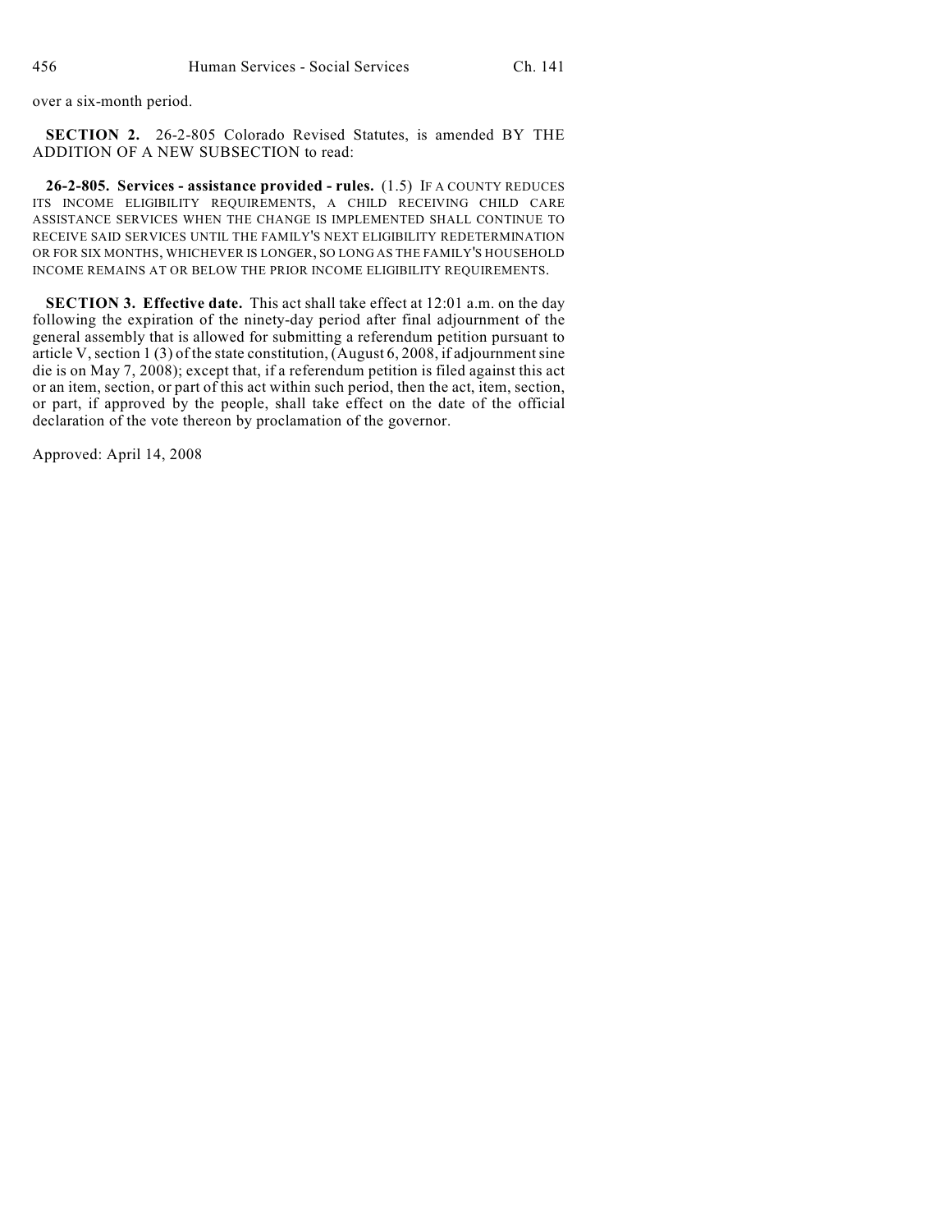over a six-month period.

**SECTION 2.** 26-2-805 Colorado Revised Statutes, is amended BY THE ADDITION OF A NEW SUBSECTION to read:

**26-2-805. Services - assistance provided - rules.** (1.5) IF A COUNTY REDUCES ITS INCOME ELIGIBILITY REQUIREMENTS, A CHILD RECEIVING CHILD CARE ASSISTANCE SERVICES WHEN THE CHANGE IS IMPLEMENTED SHALL CONTINUE TO RECEIVE SAID SERVICES UNTIL THE FAMILY'S NEXT ELIGIBILITY REDETERMINATION OR FOR SIX MONTHS, WHICHEVER IS LONGER, SO LONG AS THE FAMILY'S HOUSEHOLD INCOME REMAINS AT OR BELOW THE PRIOR INCOME ELIGIBILITY REQUIREMENTS.

**SECTION 3. Effective date.** This act shall take effect at 12:01 a.m. on the day following the expiration of the ninety-day period after final adjournment of the general assembly that is allowed for submitting a referendum petition pursuant to article V, section 1 (3) of the state constitution, (August 6, 2008, if adjournment sine die is on May 7, 2008); except that, if a referendum petition is filed against this act or an item, section, or part of this act within such period, then the act, item, section, or part, if approved by the people, shall take effect on the date of the official declaration of the vote thereon by proclamation of the governor.

Approved: April 14, 2008